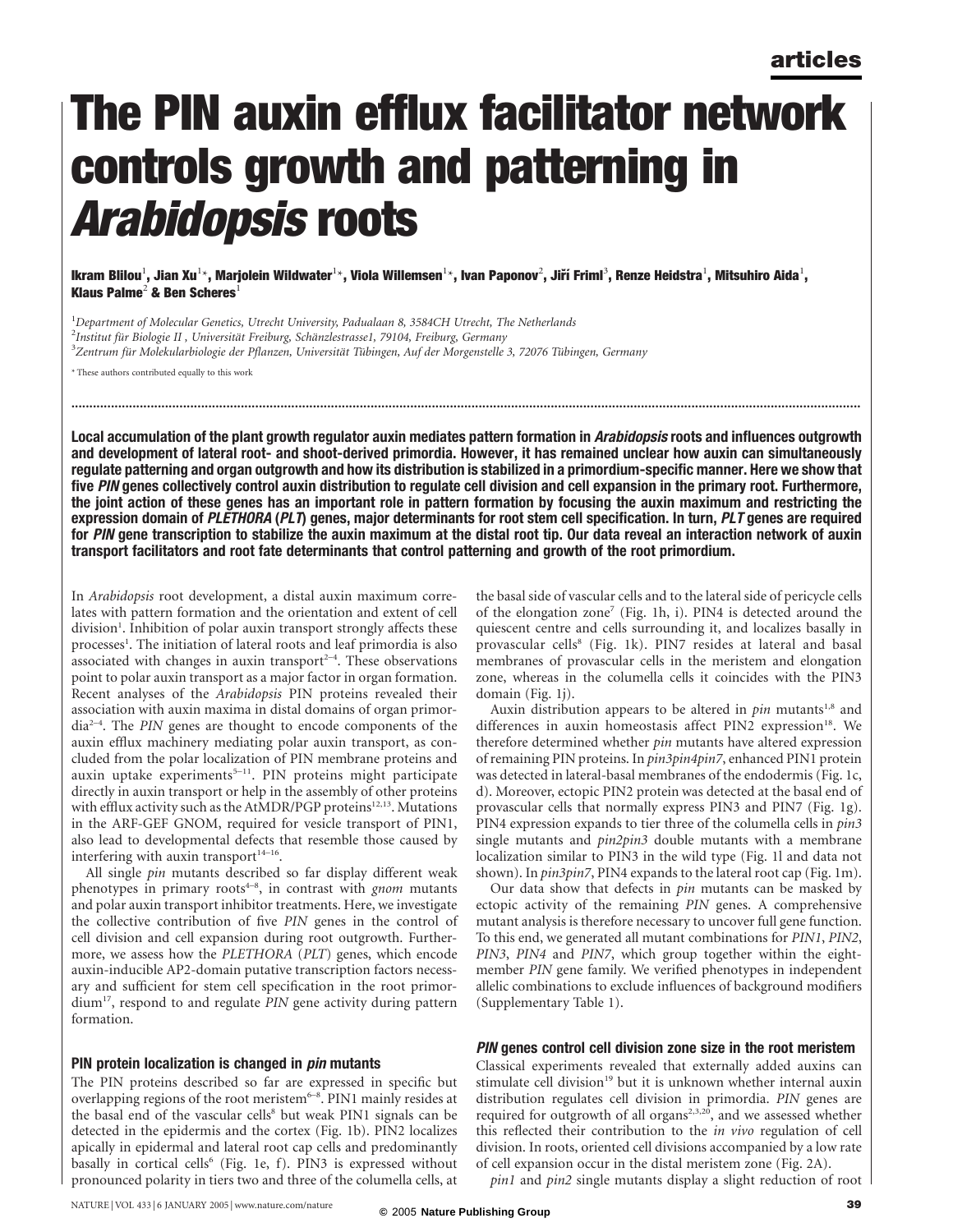# The PIN auxin efflux facilitator network controls growth and patterning in *Arabidopsis* roots

**Ikram Blilou[1], Jian Xu[1*], Marjolein Wildwater[1*], Viola Willemsen[1*], Ivan Paponov[2], Jiří Friml[3], Renze Heidstra[1], Mitsuhiro Aida[1], Klaus Palme[2] & Ben Scheres[1]**

[1]*Department of Molecular Genetics, Utrecht University, Padualaan 8, 3584CH Utrecht, The Netherlands*
[2]*Institut für Biologie II , Universität Freiburg, Schänzlestrasse1, 79104, Freiburg, Germany*
[3]*Zentrum für Molekularbiologie der Pflanzen, Universität Tübingen, Auf der Morgenstelle 3, 72076 Tübingen, Germany*

* These authors contributed equally to this work

**Local accumulation of the plant growth regulator auxin mediates pattern formation in *Arabidopsis* roots and influences outgrowth and development of lateral root- and shoot-derived primordia. However, it has remained unclear how auxin can simultaneously regulate patterning and organ outgrowth and how its distribution is stabilized in a primordium-specific manner. Here we show that five *PIN* genes collectively control auxin distribution to regulate cell division and cell expansion in the primary root. Furthermore, the joint action of these genes has an important role in pattern formation by focusing the auxin maximum and restricting the expression domain of *PLETHORA* (*PLT*) genes, major determinants for root stem cell specification. In turn, *PLT* genes are required for *PIN* gene transcription to stabilize the auxin maximum at the distal root tip. Our data reveal an interaction network of auxin transport facilitators and root fate determinants that control patterning and growth of the root primordium.**

In *Arabidopsis* root development, a distal auxin maximum correlates with pattern formation and the orientation and extent of cell division[1]. Inhibition of polar auxin transport strongly affects these processes[1]. The initiation of lateral roots and leaf primordia is also associated with changes in auxin transport[2–4]. These observations point to polar auxin transport as a major factor in organ formation. Recent analyses of the *Arabidopsis* PIN proteins revealed their association with auxin maxima in distal domains of organ primordia[2–4]. The *PIN* genes are thought to encode components of the auxin efflux machinery mediating polar auxin transport, as concluded from the polar localization of PIN membrane proteins and auxin uptake experiments[5–11]. PIN proteins might participate directly in auxin transport or help in the assembly of other proteins with efflux activity such as the AtMDR/PGP proteins[12,13]. Mutations in the ARF-GEF GNOM, required for vesicle transport of PIN1, also lead to developmental defects that resemble those caused by interfering with auxin transport[14–16].

All single *pin* mutants described so far display different weak phenotypes in primary roots[4–8], in contrast with *gnom* mutants and polar auxin transport inhibitor treatments. Here, we investigate the collective contribution of five *PIN* genes in the control of cell division and cell expansion during root outgrowth. Furthermore, we assess how the *PLETHORA* (*PLT*) genes, which encode auxin-inducible AP2-domain putative transcription factors necessary and sufficient for stem cell specification in the root primordium[17], respond to and regulate *PIN* gene activity during pattern formation.

## PIN protein localization is changed in *pin* mutants

The PIN proteins described so far are expressed in specific but overlapping regions of the root meristem[6–8]. PIN1 mainly resides at the basal end of the vascular cells[8] but weak PIN1 signals can be detected in the epidermis and the cortex (Fig. 1b). PIN2 localizes apically in epidermal and lateral root cap cells and predominantly basally in cortical cells[6] (Fig. 1e, f). PIN3 is expressed without pronounced polarity in tiers two and three of the columella cells, at the basal side of vascular cells and to the lateral side of pericycle cells of the elongation zone[7] (Fig. 1h, i). PIN4 is detected around the quiescent centre and cells surrounding it, and localizes basally in provascular cells[8] (Fig. 1k). PIN7 resides at lateral and basal membranes of provascular cells in the meristem and elongation zone, whereas in the columella cells it coincides with the PIN3 domain (Fig. 1j).

Auxin distribution appears to be altered in *pin* mutants[1,8] and differences in auxin homeostasis affect PIN2 expression[18]. We therefore determined whether *pin* mutants have altered expression of remaining PIN proteins. In *pin3pin4pin7*, enhanced PIN1 protein was detected in lateral-basal membranes of the endodermis (Fig. 1c, d). Moreover, ectopic PIN2 protein was detected at the basal end of provascular cells that normally express PIN3 and PIN7 (Fig. 1g). PIN4 expression expands to tier three of the columella cells in *pin3* single mutants and *pin2pin3* double mutants with a membrane localization similar to PIN3 in the wild type (Fig. 1l and data not shown). In *pin3pin7*, PIN4 expands to the lateral root cap (Fig. 1m).

Our data show that defects in *pin* mutants can be masked by ectopic activity of the remaining *PIN* genes. A comprehensive mutant analysis is therefore necessary to uncover full gene function. To this end, we generated all mutant combinations for *PIN1*, *PIN2*, *PIN3*, *PIN4* and *PIN7*, which group together within the eight-member *PIN* gene family. We verified phenotypes in independent allelic combinations to exclude influences of background modifiers (Supplementary Table 1).

## *PIN* genes control cell division zone size in the root meristem

Classical experiments revealed that externally added auxins can stimulate cell division[19] but it is unknown whether internal auxin distribution regulates cell division in primordia. *PIN* genes are required for outgrowth of all organs[2,3,20], and we assessed whether this reflected their contribution to the *in vivo* regulation of cell division. In roots, oriented cell divisions accompanied by a low rate of cell expansion occur in the distal meristem zone (Fig. 2A).

*pin1* and *pin2* single mutants display a slight reduction of root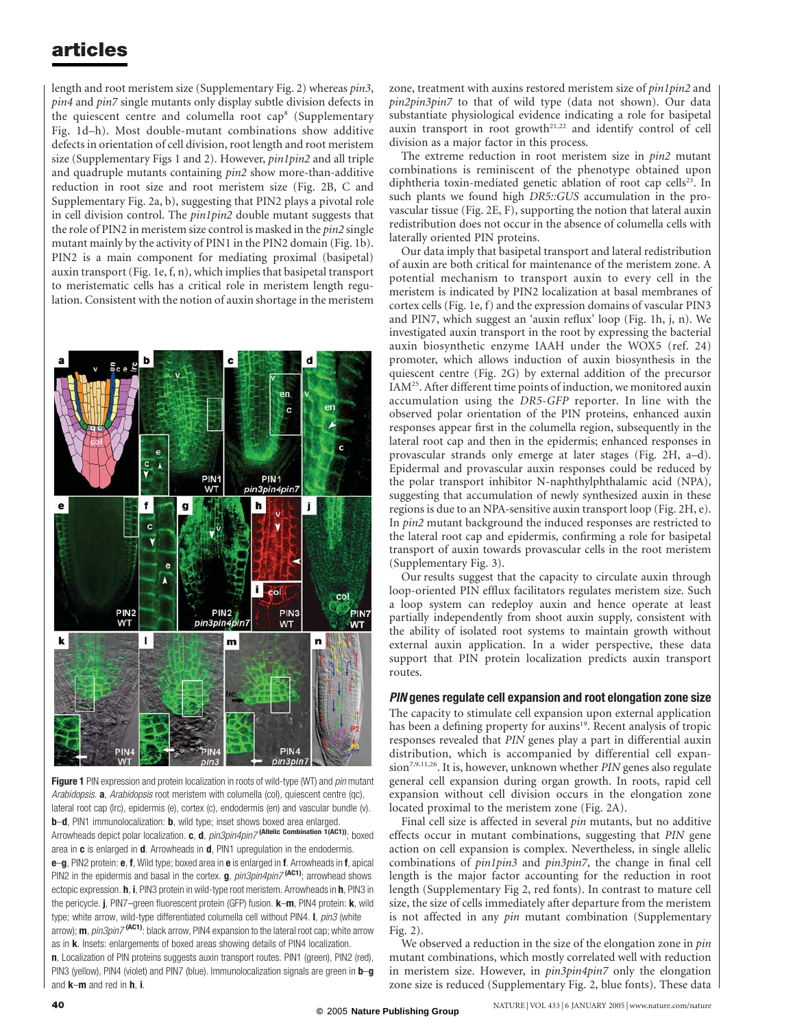length and root meristem size (Supplementary Fig. 2) whereas *pin3*, *pin4* and *pin7* single mutants only display subtle division defects in the quiescent centre and columella root cap[8] (Supplementary Fig. 1d–h). Most double-mutant combinations show additive defects in orientation of cell division, root length and root meristem size (Supplementary Figs 1 and 2). However, *pin1pin2* and all triple and quadruple mutants containing *pin2* show more-than-additive reduction in root size and root meristem size (Fig. 2B, C and Supplementary Fig. 2a, b), suggesting that PIN2 plays a pivotal role in cell division control. The *pin1pin2* double mutant suggests that the role of PIN2 in meristem size control is masked in the *pin2* single mutant mainly by the activity of PIN1 in the PIN2 domain (Fig. 1b). PIN2 is a main component for mediating proximal (basipetal) auxin transport (Fig. 1e, f, n), which implies that basipetal transport to meristematic cells has a critical role in meristem length regulation. Consistent with the notion of auxin shortage in the meristem zone, treatment with auxins restored meristem size of *pin1pin2* and *pin2pin3pin7* to that of wild type (data not shown). Our data substantiate physiological evidence indicating a role for basipetal auxin transport in root growth[21,22] and identify control of cell division as a major factor in this process.

The extreme reduction in root meristem size in *pin2* mutant combinations is reminiscent of the phenotype obtained upon diphtheria toxin-mediated genetic ablation of root cap cells[23]. In such plants we found high *DR5::GUS* accumulation in the provascular tissue (Fig. 2E, F), supporting the notion that lateral auxin redistribution does not occur in the absence of columella cells with laterally oriented PIN proteins.

Our data imply that basipetal transport and lateral redistribution of auxin are both critical for maintenance of the meristem zone. A potential mechanism to transport auxin to every cell in the meristem is indicated by PIN2 localization at basal membranes of cortex cells (Fig. 1e, f) and the expression domains of vascular PIN3 and PIN7, which suggest an 'auxin reflux' loop (Fig. 1h, j, n). We investigated auxin transport in the root by expressing the bacterial auxin biosynthetic enzyme IAAH under the WOX5 (ref. 24) promoter, which allows induction of auxin biosynthesis in the quiescent centre (Fig. 2G) by external addition of the precursor IAM[25]. After different time points of induction, we monitored auxin accumulation using the *DR5-GFP* reporter. In line with the observed polar orientation of the PIN proteins, enhanced auxin responses appear first in the columella region, subsequently in the lateral root cap and then in the epidermis; enhanced responses in provascular strands only emerge at later stages (Fig. 2H, a–d). Epidermal and provascular auxin responses could be reduced by the polar transport inhibitor N-naphthylphthalamic acid (NPA), suggesting that accumulation of newly synthesized auxin in these regions is due to an NPA-sensitive auxin transport loop (Fig. 2H, e). In *pin2* mutant background the induced responses are restricted to the lateral root cap and epidermis, confirming a role for basipetal transport of auxin towards provascular cells in the root meristem (Supplementary Fig. 3).

Our results suggest that the capacity to circulate auxin through loop-oriented PIN efflux facilitators regulates meristem size. Such a loop system can redeploy auxin and hence operate at least partially independently from shoot auxin supply, consistent with the ability of isolated root systems to maintain growth without external auxin application. In a wider perspective, these data support that PIN protein localization predicts auxin transport routes.

**Figure 1** PIN expression and protein localization in roots of wild-type (WT) and *pin* mutant *Arabidopsis*. **a**, *Arabidopsis* root meristem with columella (col), quiescent centre (qc), lateral root cap (lrc), epidermis (e), cortex (c), endodermis (en) and vascular bundle (v). **b**–**d**, PIN1 immunolocalization: **b**, wild type; inset shows boxed area enlarged. Arrowheads depict polar localization. **c**, **d**, *pin3pin4pin7* (Allelic Combination 1(AC1)); boxed area in **c** is enlarged in **d**. Arrowheads in **d**, PIN1 upregulation in the endodermis. **e**–**g**, PIN2 protein: **e**, **f**, Wild type; boxed area in **e** is enlarged in **f**. Arrowheads in **f**, apical PIN2 in the epidermis and basal in the cortex. **g**, *pin3pin4pin7* (AC1); arrowhead shows ectopic expression. **h**, **i**, PIN3 protein in wild-type root meristem. Arrowheads in **h**, PIN3 in the pericycle. **j**, PIN7–green fluorescent protein (GFP) fusion. **k**–**m**, PIN4 protein: **k**, wild type; white arrow, wild-type differentiated columella cell without PIN4. **l**, *pin3* (white arrow); **m**, *pin3pin7* (AC1): black arrow, PIN4 expansion to the lateral root cap; white arrow as in **k**. Insets: enlargements of boxed areas showing details of PIN4 localization. **n**, Localization of PIN proteins suggests auxin transport routes. PIN1 (green), PIN2 (red), PIN3 (yellow), PIN4 (violet) and PIN7 (blue). Immunolocalization signals are green in **b**–**g** and **k**–**m** and red in **h**, **i**.

## *PIN* genes regulate cell expansion and root elongation zone size

The capacity to stimulate cell expansion upon external application has been a defining property for auxins[19]. Recent analysis of tropic responses revealed that *PIN* genes play a part in differential auxin distribution, which is accompanied by differential cell expansion[7,9,11,26]. It is, however, unknown whether *PIN* genes also regulate general cell expansion during organ growth. In roots, rapid cell expansion without cell division occurs in the elongation zone located proximal to the meristem zone (Fig. 2A).

Final cell size is affected in several *pin* mutants, but no additive effects occur in mutant combinations, suggesting that *PIN* gene action on cell expansion is complex. Nevertheless, in single allelic combinations of *pin1pin3* and *pin3pin7*, the change in final cell length is the major factor accounting for the reduction in root length (Supplementary Fig 2, red fonts). In contrast to mature cell size, the size of cells immediately after departure from the meristem is not affected in any *pin* mutant combination (Supplementary Fig. 2).

We observed a reduction in the size of the elongation zone in *pin* mutant combinations, which mostly correlated well with reduction in meristem size. However, in *pin3pin4pin7* only the elongation zone size is reduced (Supplementary Fig. 2, blue fonts). These data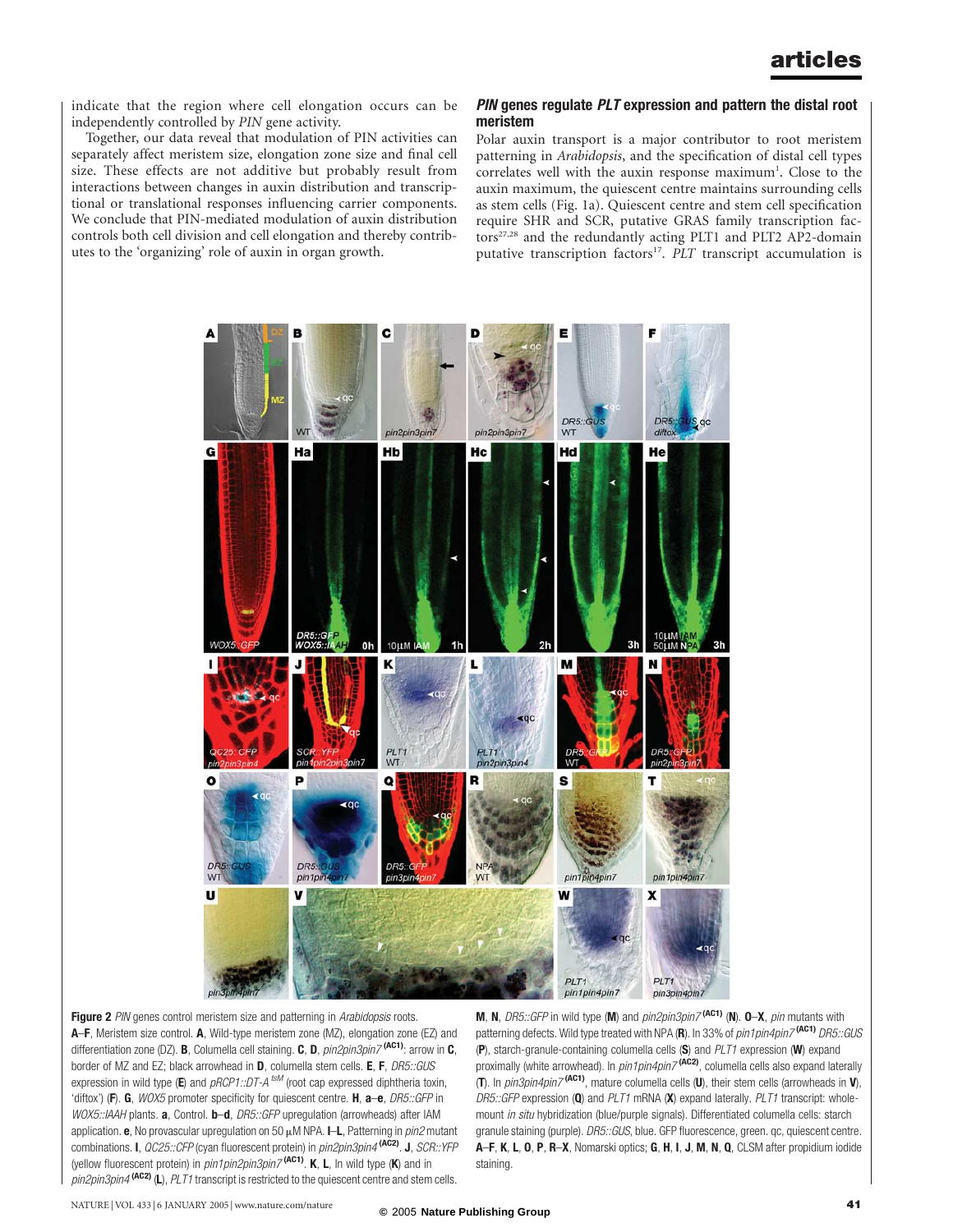indicate that the region where cell elongation occurs can be independently controlled by *PIN* gene activity.

Together, our data reveal that modulation of PIN activities can separately affect meristem size, elongation zone size and final cell size. These effects are not additive but probably result from interactions between changes in auxin distribution and transcriptional or translational responses influencing carrier components. We conclude that PIN-mediated modulation of auxin distribution controls both cell division and cell elongation and thereby contributes to the 'organizing' role of auxin in organ growth.

## *PIN* genes regulate *PLT* expression and pattern the distal root meristem

Polar auxin transport is a major contributor to root meristem patterning in *Arabidopsis*, and the specification of distal cell types correlates well with the auxin response maximum[1]. Close to the auxin maximum, the quiescent centre maintains surrounding cells as stem cells (Fig. 1a). Quiescent centre and stem cell specification require SHR and SCR, putative GRAS family transcription factors[27,28] and the redundantly acting PLT1 and PLT2 AP2-domain putative transcription factors[17]. *PLT* transcript accumulation is

**Figure 2** *PIN* genes control root meristem size and patterning in *Arabidopsis* roots. **A**–**F**, Meristem size control. **A**, Wild-type meristem zone (MZ), elongation zone (EZ) and differentiation zone (DZ). **B**, Columella cell staining. **C**, **D**, *pin2pin3pin7* **(AC1)**: arrow in **C**, border of MZ and EZ; black arrowhead in **D**, columella stem cells. **E**, **F**, *DR5::GUS* expression in wild type (**E**) and *pRCP1::DT-A* *tsM* (root cap expressed diphtheria toxin, 'diftox') (**F**). **G**, *WOX5* promoter specificity for quiescent centre. **H**, **a**–**e**, *DR5::GFP* in *WOX5::IAAH* plants. **a**, Control. **b**–**d**, *DR5::GFP* upregulation (arrowheads) after IAM application. **e**, No provascular upregulation on 50 μM NPA. **I**–**L**, Patterning in *pin2* mutant combinations. **I**, *QC25::CFP* (cyan fluorescent protein) in *pin2pin3pin4* **(AC2)**. **J**, *SCR::YFP* (yellow fluorescent protein) in *pin1pin2pin3pin7* **(AC1)**. **K**, **L**, In wild type (**K**) and in *pin2pin3pin4* **(AC2)** (**L**), *PLT1* transcript is restricted to the quiescent centre and stem cells. **M**, **N**, *DR5::GFP* in wild type (**M**) and *pin2pin3pin7* **(AC1)** (**N**). **O**–**X**, *pin* mutants with patterning defects. Wild type treated with NPA (**R**). In 33% of *pin1pin4pin7* **(AC1)** *DR5::GUS* (**P**), starch-granule-containing columella cells (**S**) and *PLT1* expression (**W**) expand proximally (white arrowhead). In *pin1pin4pin7* **(AC2)**, columella cells also expand laterally (**T**). In *pin3pin4pin7* **(AC1)**, mature columella cells (**U**), their stem cells (arrowheads in **V**), *DR5::GFP* expression (**Q**) and *PLT1* mRNA (**X**) expand laterally. *PLT1* transcript: whole-mount *in situ* hybridization (blue/purple signals). Differentiated columella cells: starch granule staining (purple). *DR5::GUS*, blue. GFP fluorescence, green. qc, quiescent centre. **A**–**F**, **K**, **L**, **O**, **P**, **R**–**X**, Nomarski optics; **G**, **H**, **I**, **J**, **M**, **N**, **Q**, CLSM after propidium iodide staining.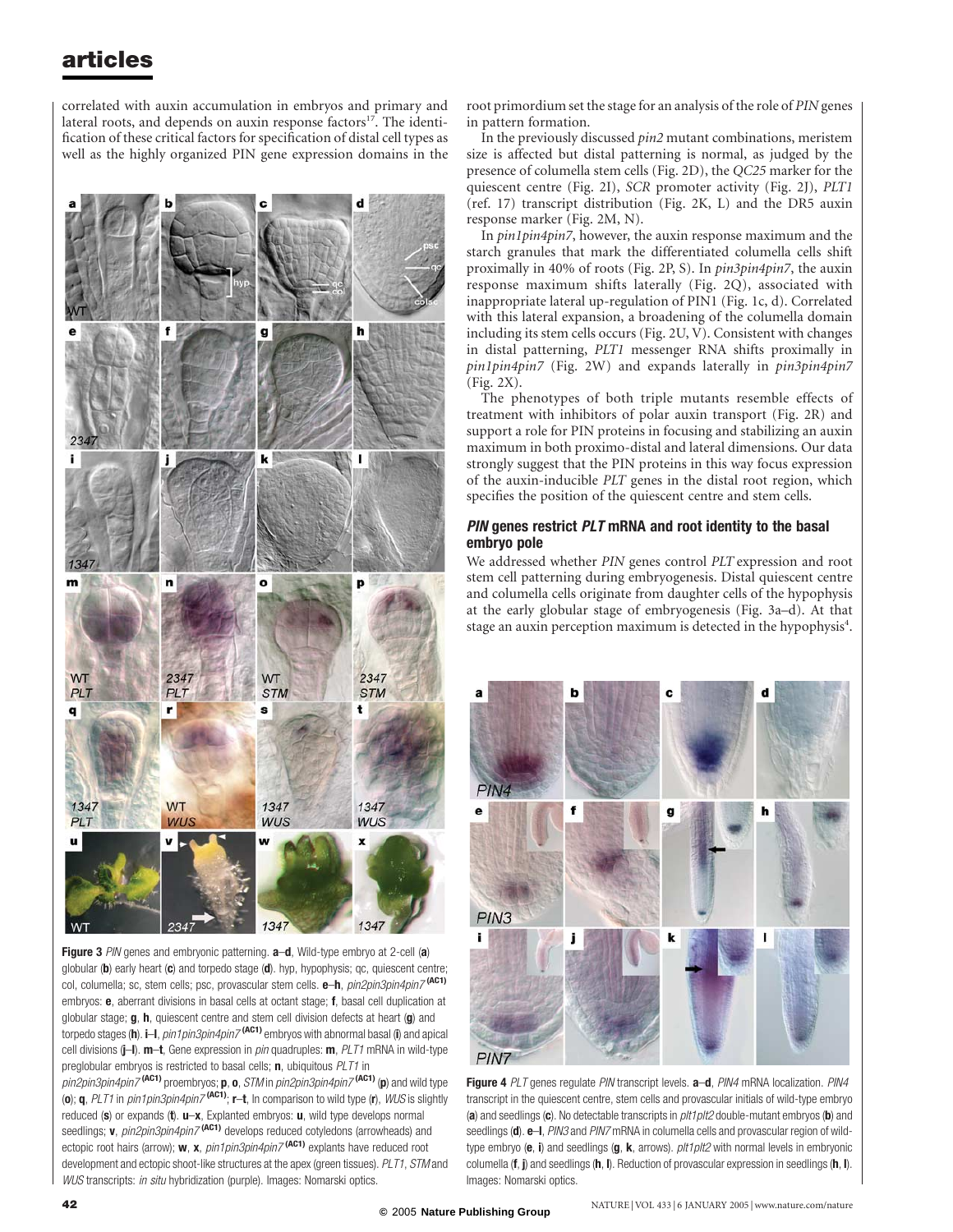correlated with auxin accumulation in embryos and primary and lateral roots, and depends on auxin response factors[17]. The identification of these critical factors for specification of distal cell types as well as the highly organized PIN gene expression domains in the root primordium set the stage for an analysis of the role of *PIN* genes in pattern formation.

In the previously discussed *pin2* mutant combinations, meristem size is affected but distal patterning is normal, as judged by the presence of columella stem cells (Fig. 2D), the *QC25* marker for the quiescent centre (Fig. 2I), *SCR* promoter activity (Fig. 2J), *PLT1* (ref. 17) transcript distribution (Fig. 2K, L) and the DR5 auxin response marker (Fig. 2M, N).

In *pin1pin4pin7*, however, the auxin response maximum and the starch granules that mark the differentiated columella cells shift proximally in 40% of roots (Fig. 2P, S). In *pin3pin4pin7*, the auxin response maximum shifts laterally (Fig. 2Q), associated with inappropriate lateral up-regulation of PIN1 (Fig. 1c, d). Correlated with this lateral expansion, a broadening of the columella domain including its stem cells occurs (Fig. 2U, V). Consistent with changes in distal patterning, *PLT1* messenger RNA shifts proximally in *pin1pin4pin7* (Fig. 2W) and expands laterally in *pin3pin4pin7* (Fig. 2X).

The phenotypes of both triple mutants resemble effects of treatment with inhibitors of polar auxin transport (Fig. 2R) and support a role for PIN proteins in focusing and stabilizing an auxin maximum in both proximo-distal and lateral dimensions. Our data strongly suggest that the PIN proteins in this way focus expression of the auxin-inducible *PLT* genes in the distal root region, which specifies the position of the quiescent centre and stem cells.

## *PIN* genes restrict *PLT* mRNA and root identity to the basal embryo pole

We addressed whether *PIN* genes control *PLT* expression and root stem cell patterning during embryogenesis. Distal quiescent centre and columella cells originate from daughter cells of the hypophysis at the early globular stage of embryogenesis (Fig. 3a–d). At that stage an auxin perception maximum is detected in the hypophysis[4].

**Figure 3** *PIN* genes and embryonic patterning. **a**–**d**, Wild-type embryo at 2-cell (**a**) globular (**b**) early heart (**c**) and torpedo stage (**d**). hyp, hypophysis; qc, quiescent centre; col, columella; sc, stem cells; psc, provascular stem cells. **e**–**h**, *pin2pin3pin4pin7*$^{(AC1)}$ embryos: **e**, aberrant divisions in basal cells at octant stage; **f**, basal cell duplication at globular stage; **g**, **h**, quiescent centre and stem cell division defects at heart (**g**) and torpedo stages (**h**). **i**–**l**, *pin1pin3pin4pin7*$^{(AC1)}$ embryos with abnormal basal (**i**) and apical cell divisions (**j**–**l**). **m**–**t**, Gene expression in *pin* quadruples: **m**, *PLT1* mRNA in wild-type preglobular embryos is restricted to basal cells; **n**, ubiquitous *PLT1* in *pin2pin3pin4pin7*$^{(AC1)}$ proembryos; **p**, **o**, *STM* in *pin2pin3pin4pin7*$^{(AC1)}$ (**p**) and wild type (**o**); **q**, *PLT1* in *pin1pin3pin4pin7*$^{(AC1)}$; **r**–**t**, In comparison to wild type (**r**), *WUS* is slightly reduced (**s**) or expands (**t**). **u**–**x**, Explanted embryos: **u**, wild type develops normal seedlings; **v**, *pin2pin3pin4pin7*$^{(AC1)}$ develops reduced cotyledons (arrowheads) and ectopic root hairs (arrow); **w**, **x**, *pin1pin3pin4pin7*$^{(AC1)}$ explants have reduced root development and ectopic shoot-like structures at the apex (green tissues). *PLT1*, *STM* and *WUS* transcripts: *in situ* hybridization (purple). Images: Nomarski optics.

**Figure 4** *PLT* genes regulate *PIN* transcript levels. **a**–**d**, *PIN4* mRNA localization. *PIN4* transcript in the quiescent centre, stem cells and provascular initials of wild-type embryo (**a**) and seedlings (**c**). No detectable transcripts in *plt1plt2* double-mutant embryos (**b**) and seedlings (**d**). **e**–**l**, *PIN3* and *PIN7* mRNA in columella cells and provascular region of wild-type embryo (**e**, **i**) and seedlings (**g**, **k**, arrows). *plt1plt2* with normal levels in embryonic columella (**f**, **j**) and seedlings (**h**, **l**). Reduction of provascular expression in seedlings (**h**, **l**). Images: Nomarski optics.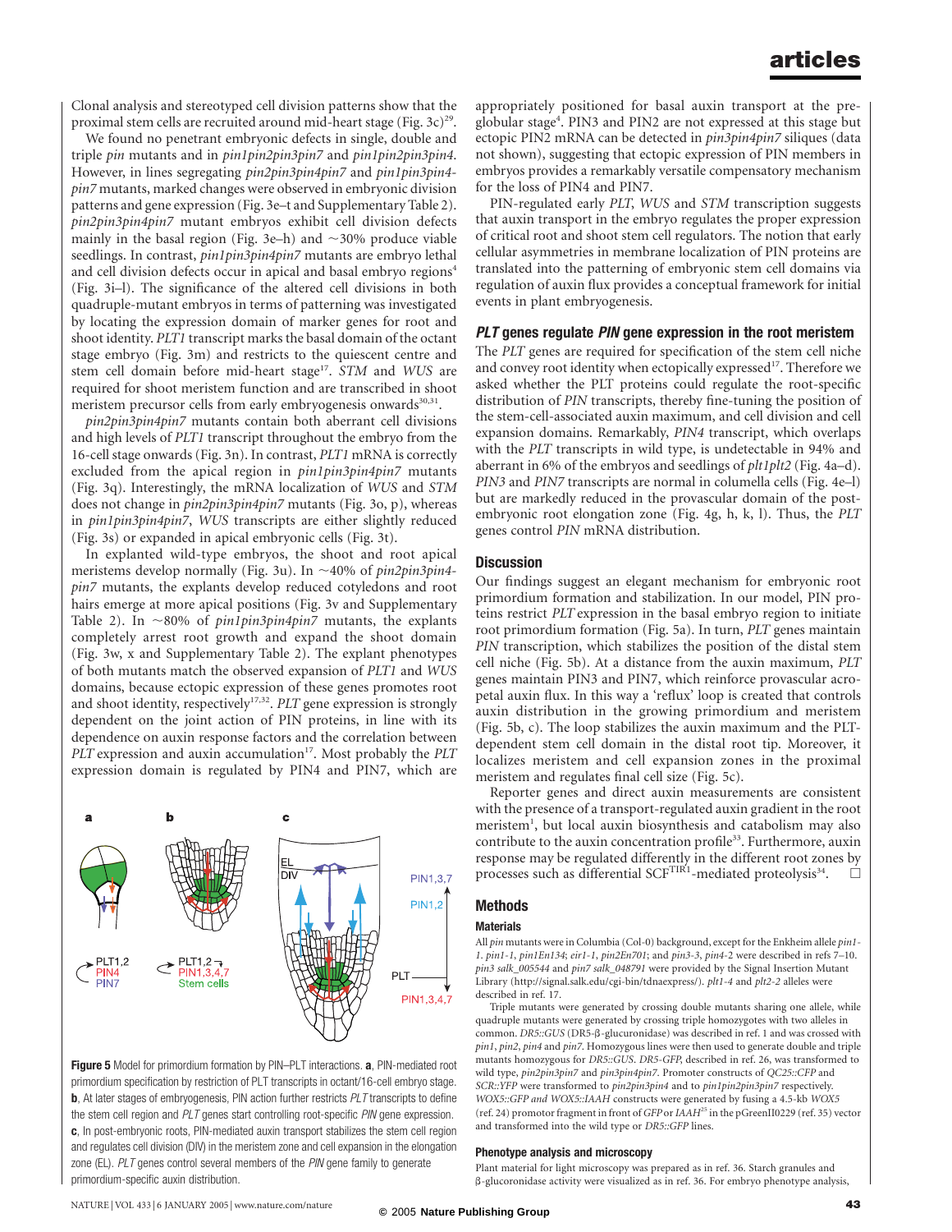Clonal analysis and stereotyped cell division patterns show that the proximal stem cells are recruited around mid-heart stage (Fig. 3c)[29].

We found no penetrant embryonic defects in single, double and triple *pin* mutants and in *pin1pin2pin3pin7* and *pin1pin2pin3pin4*. However, in lines segregating *pin2pin3pin4pin7* and *pin1pin3pin4-pin7* mutants, marked changes were observed in embryonic division patterns and gene expression (Fig. 3e–t and Supplementary Table 2). *pin2pin3pin4pin7* mutant embryos exhibit cell division defects mainly in the basal region (Fig. 3e–h) and ~30% produce viable seedlings. In contrast, *pin1pin3pin4pin7* mutants are embryo lethal and cell division defects occur in apical and basal embryo regions[4] (Fig. 3i–l). The significance of the altered cell divisions in both quadruple-mutant embryos in terms of patterning was investigated by locating the expression domain of marker genes for root and shoot identity. *PLT1* transcript marks the basal domain of the octant stage embryo (Fig. 3m) and restricts to the quiescent centre and stem cell domain before mid-heart stage[17]. *STM* and *WUS* are required for shoot meristem function and are transcribed in shoot meristem precursor cells from early embryogenesis onwards[30,31].

*pin2pin3pin4pin7* mutants contain both aberrant cell divisions and high levels of *PLT1* transcript throughout the embryo from the 16-cell stage onwards (Fig. 3n). In contrast, *PLT1* mRNA is correctly excluded from the apical region in *pin1pin3pin4pin7* mutants (Fig. 3q). Interestingly, the mRNA localization of *WUS* and *STM* does not change in *pin2pin3pin4pin7* mutants (Fig. 3o, p), whereas in *pin1pin3pin4pin7*, *WUS* transcripts are either slightly reduced (Fig. 3s) or expanded in apical embryonic cells (Fig. 3t).

In explanted wild-type embryos, the shoot and root apical meristems develop normally (Fig. 3u). In ~40% of *pin2pin3pin4-pin7* mutants, the explants develop reduced cotyledons and root hairs emerge at more apical positions (Fig. 3v and Supplementary Table 2). In ~80% of *pin1pin3pin4pin7* mutants, the explants completely arrest root growth and expand the shoot domain (Fig. 3w, x and Supplementary Table 2). The explant phenotypes of both mutants match the observed expansion of *PLT1* and *WUS* domains, because ectopic expression of these genes promotes root and shoot identity, respectively[17,32]. *PLT* gene expression is strongly dependent on the joint action of PIN proteins, in line with its dependence on auxin response factors and the correlation between *PLT* expression and auxin accumulation[17]. Most probably the *PLT* expression domain is regulated by PIN4 and PIN7, which are appropriately positioned for basal auxin transport at the pre-globular stage[4]. PIN3 and PIN2 are not expressed at this stage but ectopic PIN2 mRNA can be detected in *pin3pin4pin7* siliques (data not shown), suggesting that ectopic expression of PIN members in embryos provides a remarkably versatile compensatory mechanism for the loss of PIN4 and PIN7.

PIN-regulated early *PLT*, *WUS* and *STM* transcription suggests that auxin transport in the embryo regulates the proper expression of critical root and shoot stem cell regulators. The notion that early cellular asymmetries in membrane localization of PIN proteins are translated into the patterning of embryonic stem cell domains via regulation of auxin flux provides a conceptual framework for initial events in plant embryogenesis.

## *PLT* genes regulate *PIN* gene expression in the root meristem

The *PLT* genes are required for specification of the stem cell niche and convey root identity when ectopically expressed[17]. Therefore we asked whether the PLT proteins could regulate the root-specific distribution of *PIN* transcripts, thereby fine-tuning the position of the stem-cell-associated auxin maximum, and cell division and cell expansion domains. Remarkably, *PIN4* transcript, which overlaps with the *PLT* transcripts in wild type, is undetectable in 94% and aberrant in 6% of the embryos and seedlings of *plt1plt2* (Fig. 4a–d). *PIN3* and *PIN7* transcripts are normal in columella cells (Fig. 4e–l) but are markedly reduced in the provascular domain of the post-embryonic root elongation zone (Fig. 4g, h, k, l). Thus, the *PLT* genes control *PIN* mRNA distribution.

## Discussion

Our findings suggest an elegant mechanism for embryonic root primordium formation and stabilization. In our model, PIN proteins restrict *PLT* expression in the basal embryo region to initiate root primordium formation (Fig. 5a). In turn, *PLT* genes maintain *PIN* transcription, which stabilizes the position of the distal stem cell niche (Fig. 5b). At a distance from the auxin maximum, *PLT* genes maintain PIN3 and PIN7, which reinforce provascular acropetal auxin flux. In this way a 'reflux' loop is created that controls auxin distribution in the growing primordium and meristem (Fig. 5b, c). The loop stabilizes the auxin maximum and the PLT-dependent stem cell domain in the distal root tip. Moreover, it localizes meristem and cell expansion zones in the proximal meristem and regulates final cell size (Fig. 5c).

Reporter genes and direct auxin measurements are consistent with the presence of a transport-regulated auxin gradient in the root meristem[1], but local auxin biosynthesis and catabolism may also contribute to the auxin concentration profile[33]. Furthermore, auxin response may be regulated differently in the different root zones by processes such as differential SCF$^{TIR1}$-mediated proteolysis[34]. □

**Figure 5** Model for primordium formation by PIN–PLT interactions. **a**, PIN-mediated root primordium specification by restriction of PLT transcripts in octant/16-cell embryo stage. **b**, At later stages of embryogenesis, PIN action further restricts *PLT* transcripts to define the stem cell region and *PLT* genes start controlling root-specific *PIN* gene expression. **c**, In post-embryonic roots, PIN-mediated auxin transport stabilizes the stem cell region and regulates cell division (DIV) in the meristem zone and cell expansion in the elongation zone (EL). *PLT* genes control several members of the *PIN* gene family to generate primordium-specific auxin distribution.

## Methods

### Materials

All *pin* mutants were in Columbia (Col-0) background, except for the Enkheim allele *pin1-1*. *pin1-1*, *pin1En134*; *eir1-1*, *pin2En701*; and *pin3-3*, *pin4-2* were described in refs 7–10. *pin3 salk_005544* and *pin7 salk_048791* were provided by the Signal Insertion Mutant Library (http://signal.salk.edu/cgi-bin/tdnaexpress/). *plt1-4* and *plt2-2* alleles were described in ref. 17.

Triple mutants were generated by crossing double mutants sharing one allele, while quadruple mutants were generated by crossing triple homozygotes with two alleles in common. *DR5::GUS* (DR5-β-glucuronidase) was described in ref. 1 and was crossed with *pin1*, *pin2*, *pin4* and *pin7*. Homozygous lines were then used to generate double and triple mutants homozygous for *DR5::GUS*. *DR5-GFP*, described in ref. 26, was transformed to wild type, *pin2pin3pin7* and *pin3pin4pin7*. Promoter constructs of *QC25::CFP* and *SCR::YFP* were transformed to *pin2pin3pin4* and to *pin1pin2pin3pin7* respectively. *WOX5::GFP and WOX5::IAAH* constructs were generated by fusing a 4.5-kb *WOX5* (ref. 24) promotor fragment in front of *GFP* or *IAAH*[25] in the pGreenII0229 (ref. 35) vector and transformed into the wild type or *DR5::GFP* lines.

### Phenotype analysis and microscopy

Plant material for light microscopy was prepared as in ref. 36. Starch granules and β-glucoronidase activity were visualized as in ref. 36. For embryo phenotype analysis,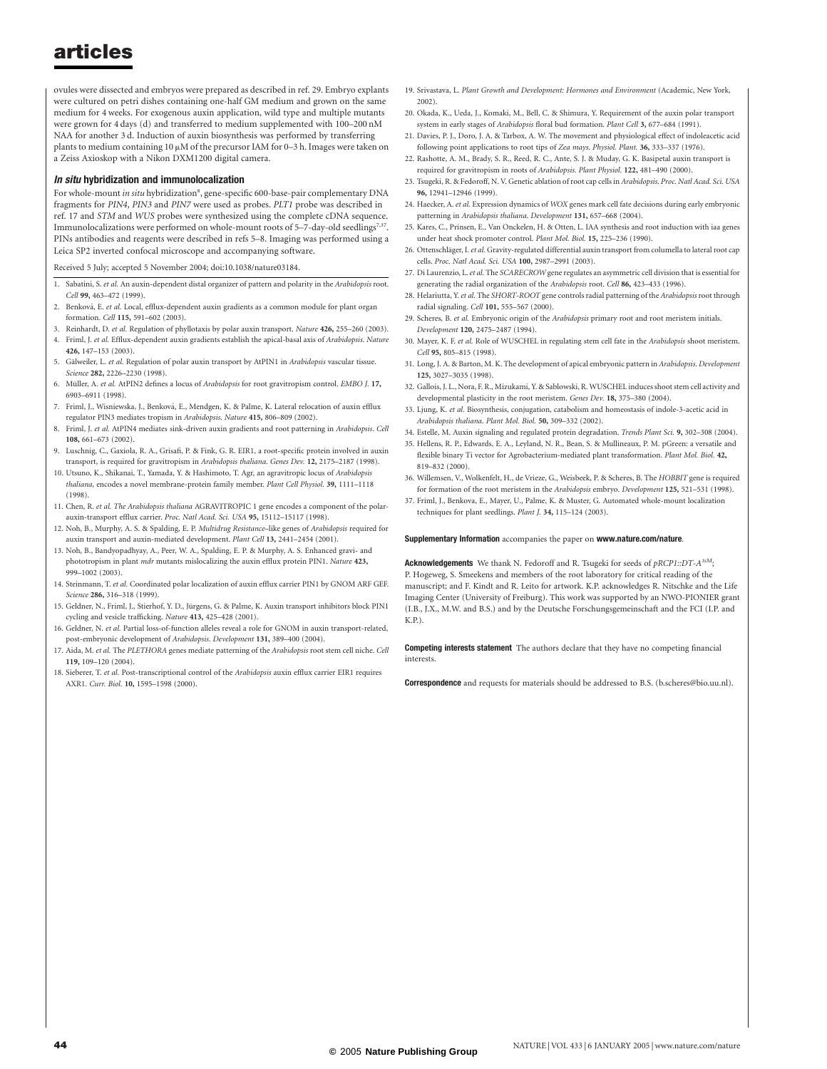ovules were dissected and embryos were prepared as described in ref. 29. Embryo explants were cultured on petri dishes containing one-half GM medium and grown on the same medium for 4 weeks. For exogenous auxin application, wild type and multiple mutants were grown for 4 days (d) and transferred to medium supplemented with 100–200 nM NAA for another 3 d. Induction of auxin biosynthesis was performed by transferring plants to medium containing 10 μM of the precursor IAM for 0–3 h. Images were taken on a Zeiss Axioskop with a Nikon DXM1200 digital camera.

### *In situ* hybridization and immunolocalization

For whole-mount *in situ* hybridization[8], gene-specific 600-base-pair complementary DNA fragments for *PIN4*, *PIN3* and *PIN7* were used as probes. *PLT1* probe was described in ref. 17 and *STM* and *WUS* probes were synthesized using the complete cDNA sequence. Immunolocalizations were performed on whole-mount roots of 5–7-day-old seedlings[7,37]. PINs antibodies and reagents were described in refs 5–8. Imaging was performed using a Leica SP2 inverted confocal microscope and accompanying software.

Received 5 July; accepted 5 November 2004; doi:10.1038/nature03184.

1. Sabatini, S. *et al.* An auxin-dependent distal organizer of pattern and polarity in the *Arabidopsis* root. *Cell* **99,** 463–472 (1999).
2. Benková, E. *et al.* Local, efflux-dependent auxin gradients as a common module for plant organ formation. *Cell* **115,** 591–602 (2003).
3. Reinhardt, D. *et al.* Regulation of phyllotaxis by polar auxin transport. *Nature* **426,** 255–260 (2003).
4. Friml, J. *et al.* Efflux-dependent auxin gradients establish the apical-basal axis of *Arabidopsis*. *Nature* **426,** 147–153 (2003).
5. Gälweiler, L. *et al.* Regulation of polar auxin transport by AtPIN1 in *Arabidopsis* vascular tissue. *Science* **282,** 2226–2230 (1998).
6. Müller, A. *et al.* AtPIN2 defines a locus of *Arabidopsis* for root gravitropism control. *EMBO J.* **17,** 6903–6911 (1998).
7. Friml, J., Wisniewska, J., Benková, E., Mendgen, K. & Palme, K. Lateral relocation of auxin efflux regulator PIN3 mediates tropism in *Arabidopsis*. *Nature* **415,** 806–809 (2002).
8. Friml, J. *et al.* AtPIN4 mediates sink-driven auxin gradients and root patterning in *Arabidopsis*. *Cell* **108,** 661–673 (2002).
9. Luschnig, C., Gaxiola, R. A., Grisafi, P. & Fink, G. R. EIR1, a root-specific protein involved in auxin transport, is required for gravitropism in *Arabidopsis thaliana*. *Genes Dev.* **12,** 2175–2187 (1998).
10. Utsuno, K., Shikanai, T., Yamada, Y. & Hashimoto, T. Agr, an agravitropic locus of *Arabidopsis thaliana*, encodes a novel membrane-protein family member. *Plant Cell Physiol.* **39,** 1111–1118 (1998).
11. Chen, R. *et al. The Arabidopsis thaliana* AGRAVITROPIC 1 gene encodes a component of the polar-auxin-transport efflux carrier. *Proc. Natl Acad. Sci. USA* **95,** 15112–15117 (1998).
12. Noh, B., Murphy, A. S. & Spalding, E. P. *Multidrug Resistance*–like genes of *Arabidopsis* required for auxin transport and auxin-mediated development. *Plant Cell* **13,** 2441–2454 (2001).
13. Noh, B., Bandyopadhyay, A., Peer, W. A., Spalding, E. P. & Murphy, A. S. Enhanced gravi- and phototropism in plant *mdr* mutants mislocalizing the auxin efflux protein PIN1. *Nature* **423,** 999–1002 (2003).
14. Steinmann, T. *et al.* Coordinated polar localization of auxin efflux carrier PIN1 by GNOM ARF GEF. *Science* **286,** 316–318 (1999).
15. Geldner, N., Friml, J., Stierhof, Y. D., Jürgens, G. & Palme, K. Auxin transport inhibitors block PIN1 cycling and vesicle trafficking. *Nature* **413,** 425–428 (2001).
16. Geldner, N. *et al.* Partial loss-of-function alleles reveal a role for GNOM in auxin transport-related, post-embryonic development of *Arabidopsis*. *Development* **131,** 389–400 (2004).
17. Aida, M. *et al.* The *PLETHORA* genes mediate patterning of the *Arabidopsis* root stem cell niche. *Cell* **119,** 109–120 (2004).
18. Sieberer, T. *et al.* Post-transcriptional control of the *Arabidopsis* auxin efflux carrier EIR1 requires AXR1. *Curr. Biol.* **10,** 1595–1598 (2000).
19. Srivastava, L. *Plant Growth and Development: Hormones and Environment* (Academic, New York, 2002).
20. Okada, K., Ueda, J., Komaki, M., Bell, C. & Shimura, Y. Requirement of the auxin polar transport system in early stages of *Arabidopsis* floral bud formation. *Plant Cell* **3,** 677–684 (1991).
21. Davies, P. J., Doro, J. A. & Tarbox, A. W. The movement and physiological effect of indoleacetic acid following point applications to root tips of *Zea mays*. *Physiol. Plant.* **36,** 333–337 (1976).
22. Rashotte, A. M., Brady, S. R., Reed, R. C., Ante, S. J. & Muday, G. K. Basipetal auxin transport is required for gravitropism in roots of *Arabidopsis*. *Plant Physiol.* **122,** 481–490 (2000).
23. Tsugeki, R. & Fedoroff, N. V. Genetic ablation of root cap cells in *Arabidopsis*. *Proc. Natl Acad. Sci. USA* **96,** 12941–12946 (1999).
24. Haecker, A. *et al.* Expression dynamics of *WOX* genes mark cell fate decisions during early embryonic patterning in *Arabidopsis thaliana*. *Development* **131,** 657–668 (2004).
25. Kares, C., Prinsen, E., Van Onckelen, H. & Otten, L. IAA synthesis and root induction with iaa genes under heat shock promoter control. *Plant Mol. Biol.* **15,** 225–236 (1990).
26. Ottenschläger, I. *et al.* Gravity-regulated differential auxin transport from columella to lateral root cap cells. *Proc. Natl Acad. Sci. USA* **100,** 2987–2991 (2003).
27. Di Laurenzio, L. *et al.* The *SCARECROW* gene regulates an asymmetric cell division that is essential for generating the radial organization of the *Arabidopsis* root. *Cell* **86,** 423–433 (1996).
28. Helariutta, Y. *et al.* The *SHORT-ROOT* gene controls radial patterning of the *Arabidopsis* root through radial signaling. *Cell* **101,** 555–567 (2000).
29. Scheres, B. *et al.* Embryonic origin of the *Arabidopsis* primary root and root meristem initials. *Development* **120,** 2475–2487 (1994).
30. Mayer, K. F. *et al.* Role of WUSCHEL in regulating stem cell fate in the *Arabidopsis* shoot meristem. *Cell* **95,** 805–815 (1998).
31. Long, J. A. & Barton, M. K. The development of apical embryonic pattern in *Arabidopsis*. *Development* **125,** 3027–3035 (1998).
32. Gallois, J. L., Nora, F. R., Mizukami, Y. & Sablowski, R. WUSCHEL induces shoot stem cell activity and developmental plasticity in the root meristem. *Genes Dev.* **18,** 375–380 (2004).
33. Ljung, K. *et al.* Biosynthesis, conjugation, catabolism and homeostasis of indole-3-acetic acid in *Arabidopsis thaliana*. *Plant Mol. Biol.* **50,** 309–332 (2002).
34. Estelle, M. Auxin signaling and regulated protein degradation. *Trends Plant Sci.* **9,** 302–308 (2004).
35. Hellens, R. P., Edwards, E. A., Leyland, N. R., Bean, S. & Mullineaux, P. M. pGreen: a versatile and flexible binary Ti vector for Agrobacterium-mediated plant transformation. *Plant Mol. Biol.* **42,** 819–832 (2000).
36. Willemsen, V., Wolkenfelt, H., de Vrieze, G., Weisbeek, P. & Scheres, B. The *HOBBIT* gene is required for formation of the root meristem in the *Arabidopsis* embryo. *Development* **125,** 521–531 (1998).
37. Friml, J., Benkova, E., Mayer, U., Palme, K. & Muster, G. Automated whole-mount localization techniques for plant seedlings. *Plant J.* **34,** 115–124 (2003).

**Supplementary Information** accompanies the paper on **www.nature.com/nature**.

**Acknowledgements** We thank N. Fedoroff and R. Tsugeki for seeds of *pRCP1::DT-A*$^{tsM}$; P. Hogeweg, S. Smeekens and members of the root laboratory for critical reading of the manuscript; and F. Kindt and R. Leito for artwork. K.P. acknowledges R. Nitschke and the Life Imaging Center (University of Freiburg). This work was supported by an NWO-PIONIER grant (I.B., J.X., M.W. and B.S.) and by the Deutsche Forschungsgemeinschaft and the FCI (I.P. and K.P.).

**Competing interests statement** The authors declare that they have no competing financial interests.

**Correspondence** and requests for materials should be addressed to B.S. (b.scheres@bio.uu.nl).

© 2005 **Nature Publishing Group**